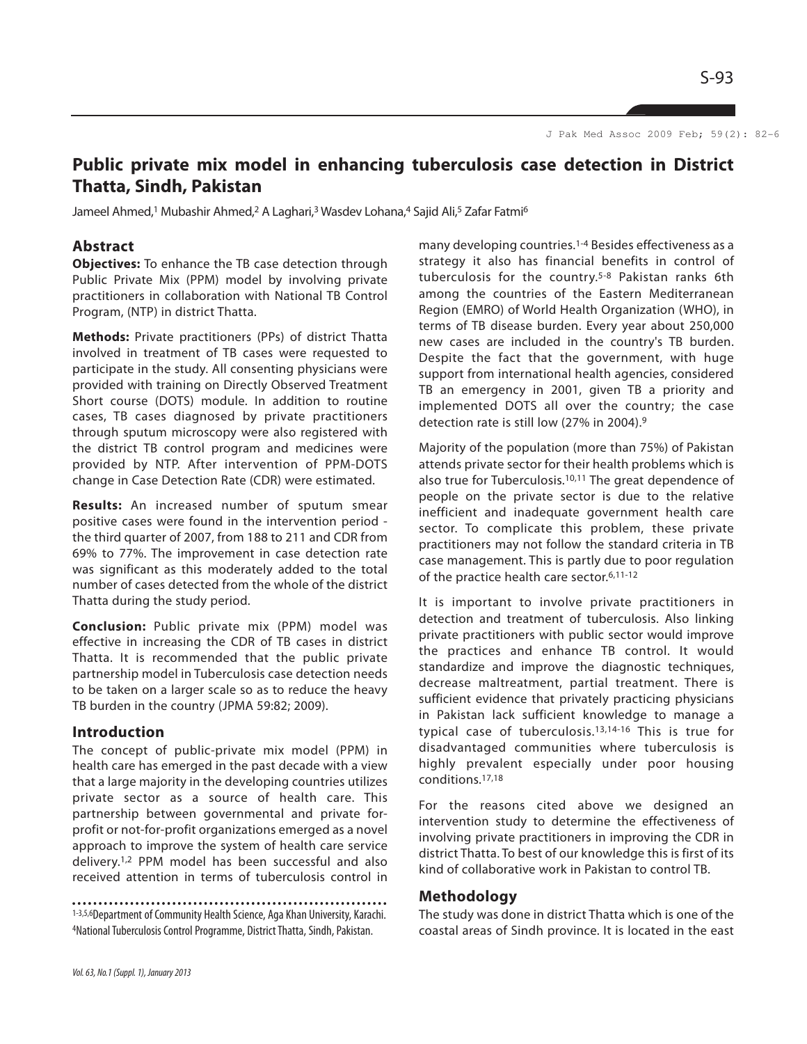# Public private mix model in enhancing tuberculosis case detection in District Thatta, Sindh, Pakistan

Jameel Ahmed,[1] Mubashir Ahmed,[2] A Laghari,[3] Wasdev Lohana,[4] Sajid Ali,[5] Zafar Fatmi[6]

## Abstract

**Objectives:** To enhance the TB case detection through Public Private Mix (PPM) model by involving private practitioners in collaboration with National TB Control Program, (NTP) in district Thatta.

**Methods:** Private practitioners (PPs) of district Thatta involved in treatment of TB cases were requested to participate in the study. All consenting physicians were provided with training on Directly Observed Treatment Short course (DOTS) module. In addition to routine cases, TB cases diagnosed by private practitioners through sputum microscopy were also registered with the district TB control program and medicines were provided by NTP. After intervention of PPM-DOTS change in Case Detection Rate (CDR) were estimated.

**Results:** An increased number of sputum smear positive cases were found in the intervention period - the third quarter of 2007, from 188 to 211 and CDR from 69% to 77%. The improvement in case detection rate was significant as this moderately added to the total number of cases detected from the whole of the district Thatta during the study period.

**Conclusion:** Public private mix (PPM) model was effective in increasing the CDR of TB cases in district Thatta. It is recommended that the public private partnership model in Tuberculosis case detection needs to be taken on a larger scale so as to reduce the heavy TB burden in the country (JPMA 59:82; 2009).

## Introduction

The concept of public-private mix model (PPM) in health care has emerged in the past decade with a view that a large majority in the developing countries utilizes private sector as a source of health care. This partnership between governmental and private for-profit or not-for-profit organizations emerged as a novel approach to improve the system of health care service delivery.[1,2] PPM model has been successful and also received attention in terms of tuberculosis control in many developing countries.[1-4] Besides effectiveness as a strategy it also has financial benefits in control of tuberculosis for the country.[5-8] Pakistan ranks 6th among the countries of the Eastern Mediterranean Region (EMRO) of World Health Organization (WHO), in terms of TB disease burden. Every year about 250,000 new cases are included in the country's TB burden. Despite the fact that the government, with huge support from international health agencies, considered TB an emergency in 2001, given TB a priority and implemented DOTS all over the country; the case detection rate is still low (27% in 2004).[9]

Majority of the population (more than 75%) of Pakistan attends private sector for their health problems which is also true for Tuberculosis.[10,11] The great dependence of people on the private sector is due to the relative inefficient and inadequate government health care sector. To complicate this problem, these private practitioners may not follow the standard criteria in TB case management. This is partly due to poor regulation of the practice health care sector.[6,11-12]

It is important to involve private practitioners in detection and treatment of tuberculosis. Also linking private practitioners with public sector would improve the practices and enhance TB control. It would standardize and improve the diagnostic techniques, decrease maltreatment, partial treatment. There is sufficient evidence that privately practicing physicians in Pakistan lack sufficient knowledge to manage a typical case of tuberculosis.[13,14-16] This is true for disadvantaged communities where tuberculosis is highly prevalent especially under poor housing conditions.[17,18]

For the reasons cited above we designed an intervention study to determine the effectiveness of involving private practitioners in improving the CDR in district Thatta. To best of our knowledge this is first of its kind of collaborative work in Pakistan to control TB.

## Methodology

The study was done in district Thatta which is one of the coastal areas of Sindh province. It is located in the east

[1-3,5,6]Department of Community Health Science, Aga Khan University, Karachi. [4]National Tuberculosis Control Programme, District Thatta, Sindh, Pakistan.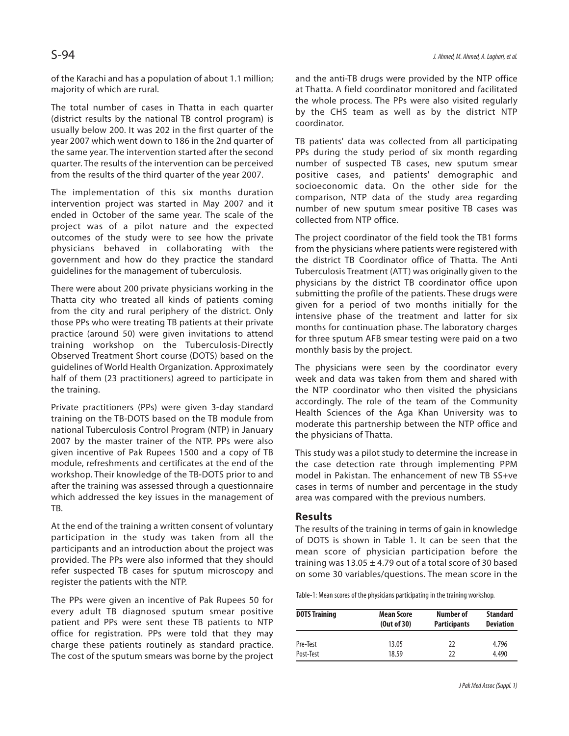of the Karachi and has a population of about 1.1 million; majority of which are rural.

The total number of cases in Thatta in each quarter (district results by the national TB control program) is usually below 200. It was 202 in the first quarter of the year 2007 which went down to 186 in the 2nd quarter of the same year. The intervention started after the second quarter. The results of the intervention can be perceived from the results of the third quarter of the year 2007.

The implementation of this six months duration intervention project was started in May 2007 and it ended in October of the same year. The scale of the project was of a pilot nature and the expected outcomes of the study were to see how the private physicians behaved in collaborating with the government and how do they practice the standard guidelines for the management of tuberculosis.

There were about 200 private physicians working in the Thatta city who treated all kinds of patients coming from the city and rural periphery of the district. Only those PPs who were treating TB patients at their private practice (around 50) were given invitations to attend training workshop on the Tuberculosis-Directly Observed Treatment Short course (DOTS) based on the guidelines of World Health Organization. Approximately half of them (23 practitioners) agreed to participate in the training.

Private practitioners (PPs) were given 3-day standard training on the TB-DOTS based on the TB module from national Tuberculosis Control Program (NTP) in January 2007 by the master trainer of the NTP. PPs were also given incentive of Pak Rupees 1500 and a copy of TB module, refreshments and certificates at the end of the workshop. Their knowledge of the TB-DOTS prior to and after the training was assessed through a questionnaire which addressed the key issues in the management of TB.

At the end of the training a written consent of voluntary participation in the study was taken from all the participants and an introduction about the project was provided. The PPs were also informed that they should refer suspected TB cases for sputum microscopy and register the patients with the NTP.

The PPs were given an incentive of Pak Rupees 50 for every adult TB diagnosed sputum smear positive patient and PPs were sent these TB patients to NTP office for registration. PPs were told that they may charge these patients routinely as standard practice. The cost of the sputum smears was borne by the project and the anti-TB drugs were provided by the NTP office at Thatta. A field coordinator monitored and facilitated the whole process. The PPs were also visited regularly by the CHS team as well as by the district NTP coordinator.

TB patients' data was collected from all participating PPs during the study period of six month regarding number of suspected TB cases, new sputum smear positive cases, and patients' demographic and socioeconomic data. On the other side for the comparison, NTP data of the study area regarding number of new sputum smear positive TB cases was collected from NTP office.

The project coordinator of the field took the TB1 forms from the physicians where patients were registered with the district TB Coordinator office of Thatta. The Anti Tuberculosis Treatment (ATT) was originally given to the physicians by the district TB coordinator office upon submitting the profile of the patients. These drugs were given for a period of two months initially for the intensive phase of the treatment and latter for six months for continuation phase. The laboratory charges for three sputum AFB smear testing were paid on a two monthly basis by the project.

The physicians were seen by the coordinator every week and data was taken from them and shared with the NTP coordinator who then visited the physicians accordingly. The role of the team of the Community Health Sciences of the Aga Khan University was to moderate this partnership between the NTP office and the physicians of Thatta.

This study was a pilot study to determine the increase in the case detection rate through implementing PPM model in Pakistan. The enhancement of new TB SS+ve cases in terms of number and percentage in the study area was compared with the previous numbers.

## Results

The results of the training in terms of gain in knowledge of DOTS is shown in Table 1. It can be seen that the mean score of physician participation before the training was $13.05 \pm 4.79$ out of a total score of 30 based on some 30 variables/questions. The mean score in the

Table-1: Mean scores of the physicians participating in the training workshop.

| DOTS Training | Mean Score (Out of 30) | Number of Participants | Standard Deviation |
|---|---|---|---|
| Pre-Test | 13.05 | 22 | 4.796 |
| Post-Test | 18.59 | 22 | 4.490 |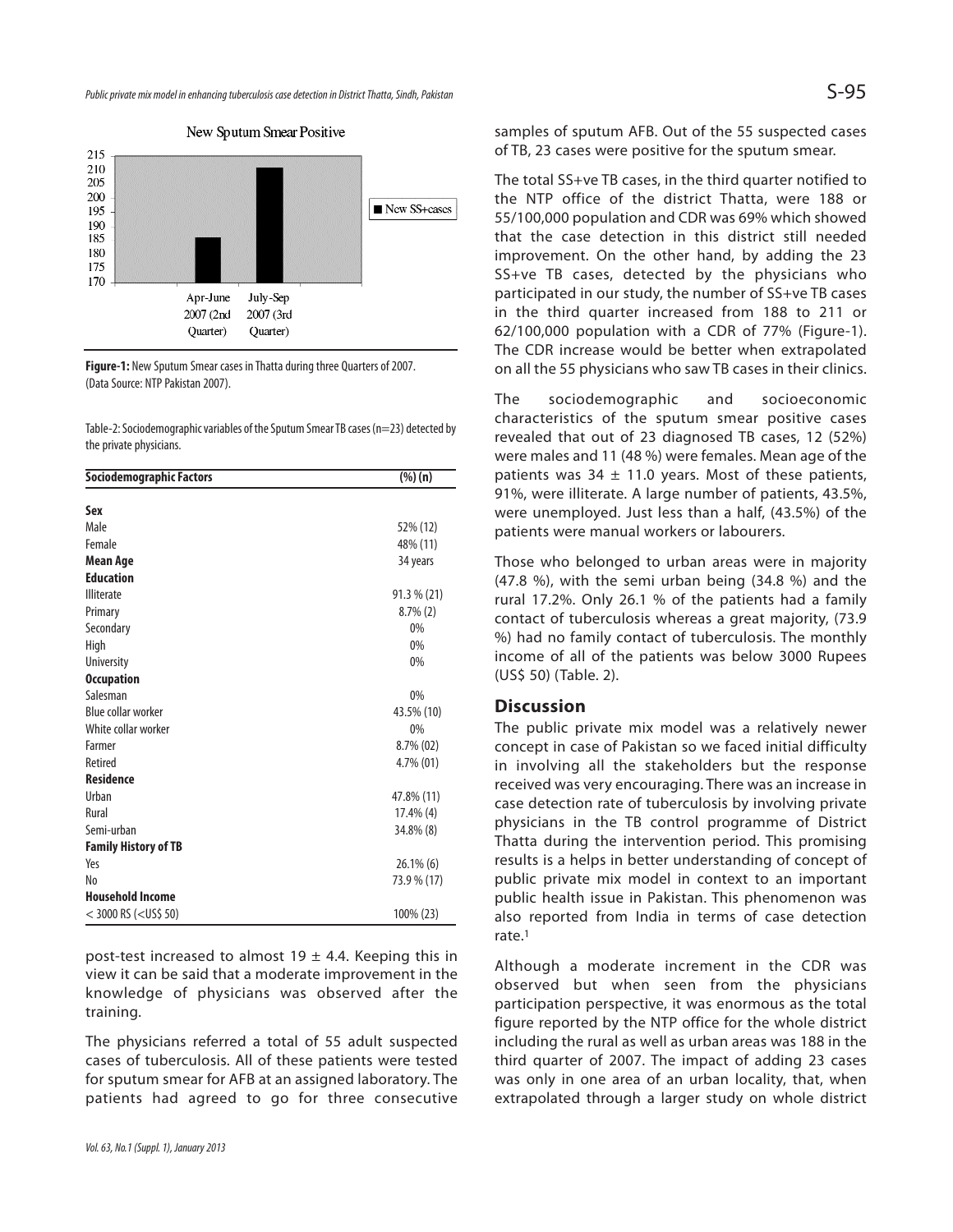Figure-1: New Sputum Smear cases in Thatta during three Quarters of 2007. (Data Source: NTP Pakistan 2007).

Table-2: Sociodemographic variables of the Sputum Smear TB cases (n=23) detected by the private physicians.

| Sociodemographic Factors | (%) (n) |
|---|---|
| **Sex** | |
| Male | 52% (12) |
| Female | 48% (11) |
| **Mean Age** | 34 years |
| **Education** | |
| Illiterate | 91.3 % (21) |
| Primary | 8.7% (2) |
| Secondary | 0% |
| High | 0% |
| University | 0% |
| **Occupation** | |
| Salesman | 0% |
| Blue collar worker | 43.5% (10) |
| White collar worker | 0% |
| Farmer | 8.7% (02) |
| Retired | 4.7% (01) |
| **Residence** | |
| Urban | 47.8% (11) |
| Rural | 17.4% (4) |
| Semi-urban | 34.8% (8) |
| **Family History of TB** | |
| Yes | 26.1% (6) |
| No | 73.9 % (17) |
| **Household Income** | |
| < 3000 RS (<US$ 50) | 100% (23) |

post-test increased to almost 19 ± 4.4. Keeping this in view it can be said that a moderate improvement in the knowledge of physicians was observed after the training.

The physicians referred a total of 55 adult suspected cases of tuberculosis. All of these patients were tested for sputum smear for AFB at an assigned laboratory. The patients had agreed to go for three consecutive samples of sputum AFB. Out of the 55 suspected cases of TB, 23 cases were positive for the sputum smear.

The total SS+ve TB cases, in the third quarter notified to the NTP office of the district Thatta, were 188 or 55/100,000 population and CDR was 69% which showed that the case detection in this district still needed improvement. On the other hand, by adding the 23 SS+ve TB cases, detected by the physicians who participated in our study, the number of SS+ve TB cases in the third quarter increased from 188 to 211 or 62/100,000 population with a CDR of 77% (Figure-1). The CDR increase would be better when extrapolated on all the 55 physicians who saw TB cases in their clinics.

The sociodemographic and socioeconomic characteristics of the sputum smear positive cases revealed that out of 23 diagnosed TB cases, 12 (52%) were males and 11 (48 %) were females. Mean age of the patients was 34 ± 11.0 years. Most of these patients, 91%, were illiterate. A large number of patients, 43.5%, were unemployed. Just less than a half, (43.5%) of the patients were manual workers or labourers.

Those who belonged to urban areas were in majority (47.8 %), with the semi urban being (34.8 %) and the rural 17.2%. Only 26.1 % of the patients had a family contact of tuberculosis whereas a great majority, (73.9 %) had no family contact of tuberculosis. The monthly income of all of the patients was below 3000 Rupees (US$ 50) (Table. 2).

## Discussion

The public private mix model was a relatively newer concept in case of Pakistan so we faced initial difficulty in involving all the stakeholders but the response received was very encouraging. There was an increase in case detection rate of tuberculosis by involving private physicians in the TB control programme of District Thatta during the intervention period. This promising results is a helps in better understanding of concept of public private mix model in context to an important public health issue in Pakistan. This phenomenon was also reported from India in terms of case detection rate.[1]

Although a moderate increment in the CDR was observed but when seen from the physicians participation perspective, it was enormous as the total figure reported by the NTP office for the whole district including the rural as well as urban areas was 188 in the third quarter of 2007. The impact of adding 23 cases was only in one area of an urban locality, that, when extrapolated through a larger study on whole district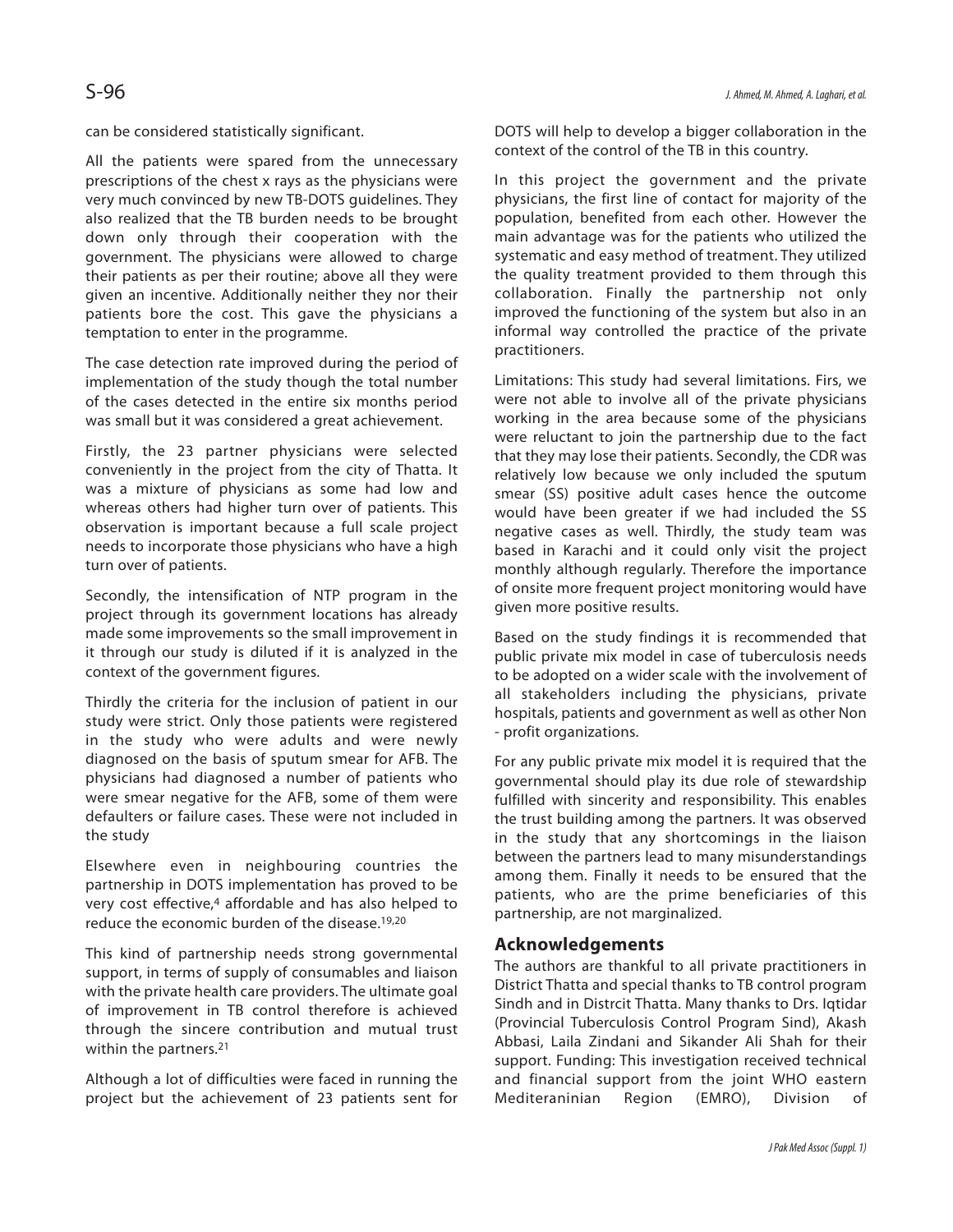can be considered statistically significant.

All the patients were spared from the unnecessary prescriptions of the chest x rays as the physicians were very much convinced by new TB-DOTS guidelines. They also realized that the TB burden needs to be brought down only through their cooperation with the government. The physicians were allowed to charge their patients as per their routine; above all they were given an incentive. Additionally neither they nor their patients bore the cost. This gave the physicians a temptation to enter in the programme.

The case detection rate improved during the period of implementation of the study though the total number of the cases detected in the entire six months period was small but it was considered a great achievement.

Firstly, the 23 partner physicians were selected conveniently in the project from the city of Thatta. It was a mixture of physicians as some had low and whereas others had higher turn over of patients. This observation is important because a full scale project needs to incorporate those physicians who have a high turn over of patients.

Secondly, the intensification of NTP program in the project through its government locations has already made some improvements so the small improvement in it through our study is diluted if it is analyzed in the context of the government figures.

Thirdly the criteria for the inclusion of patient in our study were strict. Only those patients were registered in the study who were adults and were newly diagnosed on the basis of sputum smear for AFB. The physicians had diagnosed a number of patients who were smear negative for the AFB, some of them were defaulters or failure cases. These were not included in the study

Elsewhere even in neighbouring countries the partnership in DOTS implementation has proved to be very cost effective,[4] affordable and has also helped to reduce the economic burden of the disease.[19,20]

This kind of partnership needs strong governmental support, in terms of supply of consumables and liaison with the private health care providers. The ultimate goal of improvement in TB control therefore is achieved through the sincere contribution and mutual trust within the partners.[21]

Although a lot of difficulties were faced in running the project but the achievement of 23 patients sent for DOTS will help to develop a bigger collaboration in the context of the control of the TB in this country.

In this project the government and the private physicians, the first line of contact for majority of the population, benefited from each other. However the main advantage was for the patients who utilized the systematic and easy method of treatment. They utilized the quality treatment provided to them through this collaboration. Finally the partnership not only improved the functioning of the system but also in an informal way controlled the practice of the private practitioners.

Limitations: This study had several limitations. Firs, we were not able to involve all of the private physicians working in the area because some of the physicians were reluctant to join the partnership due to the fact that they may lose their patients. Secondly, the CDR was relatively low because we only included the sputum smear (SS) positive adult cases hence the outcome would have been greater if we had included the SS negative cases as well. Thirdly, the study team was based in Karachi and it could only visit the project monthly although regularly. Therefore the importance of onsite more frequent project monitoring would have given more positive results.

Based on the study findings it is recommended that public private mix model in case of tuberculosis needs to be adopted on a wider scale with the involvement of all stakeholders including the physicians, private hospitals, patients and government as well as other Non - profit organizations.

For any public private mix model it is required that the governmental should play its due role of stewardship fulfilled with sincerity and responsibility. This enables the trust building among the partners. It was observed in the study that any shortcomings in the liaison between the partners lead to many misunderstandings among them. Finally it needs to be ensured that the patients, who are the prime beneficiaries of this partnership, are not marginalized.

## Acknowledgements

The authors are thankful to all private practitioners in District Thatta and special thanks to TB control program Sindh and in Distrcit Thatta. Many thanks to Drs. Iqtidar (Provincial Tuberculosis Control Program Sind), Akash Abbasi, Laila Zindani and Sikander Ali Shah for their support. Funding: This investigation received technical and financial support from the joint WHO eastern Mediteraninian Region (EMRO), Division of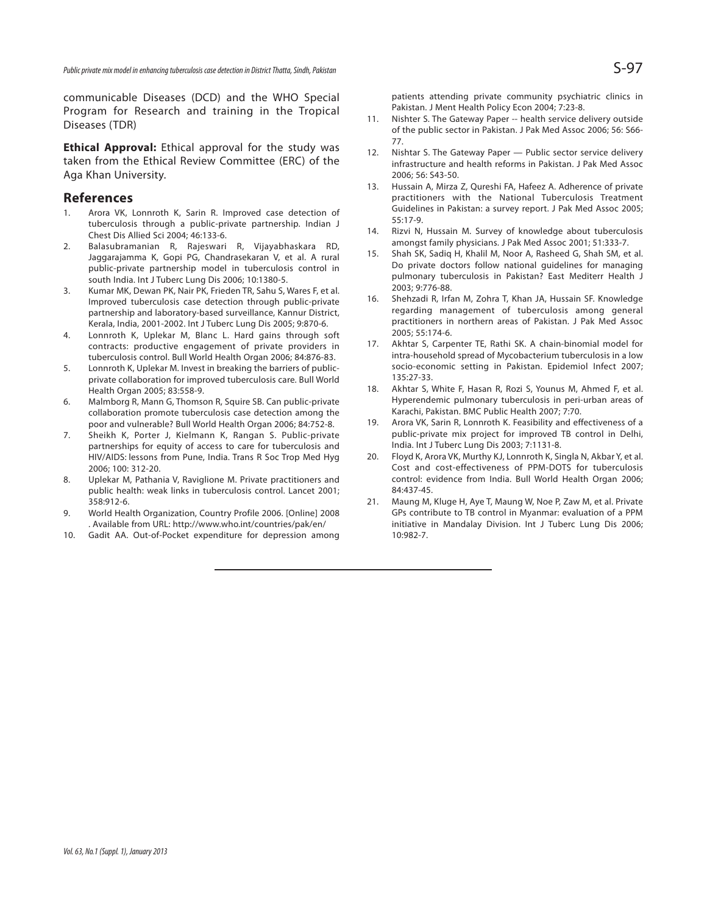communicable Diseases (DCD) and the WHO Special Program for Research and training in the Tropical Diseases (TDR)

**Ethical Approval:** Ethical approval for the study was taken from the Ethical Review Committee (ERC) of the Aga Khan University.

## References

1. Arora VK, Lonnroth K, Sarin R. Improved case detection of tuberculosis through a public-private partnership. Indian J Chest Dis Allied Sci 2004; 46:133-6.
2. Balasubramanian R, Rajeswari R, Vijayabhaskara RD, Jaggarajamma K, Gopi PG, Chandrasekaran V, et al. A rural public-private partnership model in tuberculosis control in south India. Int J Tuberc Lung Dis 2006; 10:1380-5.
3. Kumar MK, Dewan PK, Nair PK, Frieden TR, Sahu S, Wares F, et al. Improved tuberculosis case detection through public-private partnership and laboratory-based surveillance, Kannur District, Kerala, India, 2001-2002. Int J Tuberc Lung Dis 2005; 9:870-6.
4. Lonnroth K, Uplekar M, Blanc L. Hard gains through soft contracts: productive engagement of private providers in tuberculosis control. Bull World Health Organ 2006; 84:876-83.
5. Lonnroth K, Uplekar M. Invest in breaking the barriers of public-private collaboration for improved tuberculosis care. Bull World Health Organ 2005; 83:558-9.
6. Malmborg R, Mann G, Thomson R, Squire SB. Can public-private collaboration promote tuberculosis case detection among the poor and vulnerable? Bull World Health Organ 2006; 84:752-8.
7. Sheikh K, Porter J, Kielmann K, Rangan S. Public-private partnerships for equity of access to care for tuberculosis and HIV/AIDS: lessons from Pune, India. Trans R Soc Trop Med Hyg 2006; 100: 312-20.
8. Uplekar M, Pathania V, Raviglione M. Private practitioners and public health: weak links in tuberculosis control. Lancet 2001; 358:912-6.
9. World Health Organization, Country Profile 2006. [Online] 2008 . Available from URL: http://www.who.int/countries/pak/en/
10. Gadit AA. Out-of-Pocket expenditure for depression among patients attending private community psychiatric clinics in Pakistan. J Ment Health Policy Econ 2004; 7:23-8.
11. Nishter S. The Gateway Paper -- health service delivery outside of the public sector in Pakistan. J Pak Med Assoc 2006; 56: S66-77.
12. Nishtar S. The Gateway Paper — Public sector service delivery infrastructure and health reforms in Pakistan. J Pak Med Assoc 2006; 56: S43-50.
13. Hussain A, Mirza Z, Qureshi FA, Hafeez A. Adherence of private practitioners with the National Tuberculosis Treatment Guidelines in Pakistan: a survey report. J Pak Med Assoc 2005; 55:17-9.
14. Rizvi N, Hussain M. Survey of knowledge about tuberculosis amongst family physicians. J Pak Med Assoc 2001; 51:333-7.
15. Shah SK, Sadiq H, Khalil M, Noor A, Rasheed G, Shah SM, et al. Do private doctors follow national guidelines for managing pulmonary tuberculosis in Pakistan? East Mediterr Health J 2003; 9:776-88.
16. Shehzadi R, Irfan M, Zohra T, Khan JA, Hussain SF. Knowledge regarding management of tuberculosis among general practitioners in northern areas of Pakistan. J Pak Med Assoc 2005; 55:174-6.
17. Akhtar S, Carpenter TE, Rathi SK. A chain-binomial model for intra-household spread of Mycobacterium tuberculosis in a low socio-economic setting in Pakistan. Epidemiol Infect 2007; 135:27-33.
18. Akhtar S, White F, Hasan R, Rozi S, Younus M, Ahmed F, et al. Hyperendemic pulmonary tuberculosis in peri-urban areas of Karachi, Pakistan. BMC Public Health 2007; 7:70.
19. Arora VK, Sarin R, Lonnroth K. Feasibility and effectiveness of a public-private mix project for improved TB control in Delhi, India. Int J Tuberc Lung Dis 2003; 7:1131-8.
20. Floyd K, Arora VK, Murthy KJ, Lonnroth K, Singla N, Akbar Y, et al. Cost and cost-effectiveness of PPM-DOTS for tuberculosis control: evidence from India. Bull World Health Organ 2006; 84:437-45.
21. Maung M, Kluge H, Aye T, Maung W, Noe P, Zaw M, et al. Private GPs contribute to TB control in Myanmar: evaluation of a PPM initiative in Mandalay Division. Int J Tuberc Lung Dis 2006; 10:982-7.